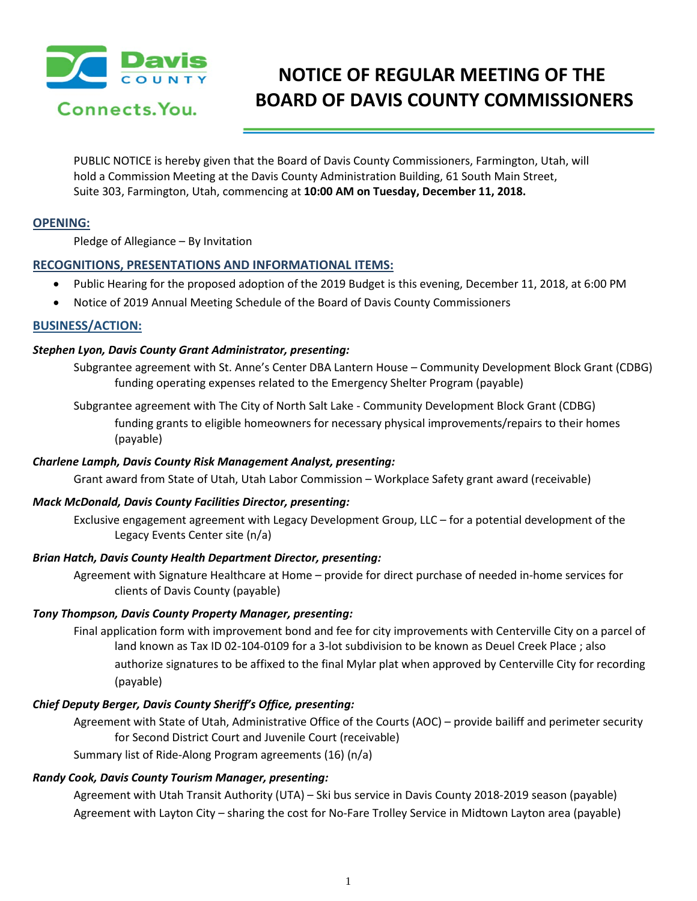# NOTICE OF REGULAR MEETING OF THE BOARD OF DAVIS COUNTY COMMISSIONERS

PUBLIC NOTICE is hereby given that the Board of Davis County Commissioners, Farmington, Utah, will hold a Commission Meeting at the Davis County Administration Building, 61 South Main Street, Suite 303, Farmington, Utah, commencing at **10:00 AM on Tuesday, December 11, 2018.**

## OPENING:

Pledge of Allegiance – By Invitation

## RECOGNITIONS, PRESENTATIONS AND INFORMATIONAL ITEMS:

- Public Hearing for the proposed adoption of the 2019 Budget is this evening, December 11, 2018, at 6:00 PM
- Notice of 2019 Annual Meeting Schedule of the Board of Davis County Commissioners

## BUSINESS/ACTION:

***Stephen Lyon, Davis County Grant Administrator, presenting:***

Subgrantee agreement with St. Anne's Center DBA Lantern House – Community Development Block Grant (CDBG) funding operating expenses related to the Emergency Shelter Program (payable)

Subgrantee agreement with The City of North Salt Lake - Community Development Block Grant (CDBG) funding grants to eligible homeowners for necessary physical improvements/repairs to their homes (payable)

***Charlene Lamph, Davis County Risk Management Analyst, presenting:***

Grant award from State of Utah, Utah Labor Commission – Workplace Safety grant award (receivable)

***Mack McDonald, Davis County Facilities Director, presenting:***

Exclusive engagement agreement with Legacy Development Group, LLC – for a potential development of the Legacy Events Center site (n/a)

***Brian Hatch, Davis County Health Department Director, presenting:***

Agreement with Signature Healthcare at Home – provide for direct purchase of needed in-home services for clients of Davis County (payable)

***Tony Thompson, Davis County Property Manager, presenting:***

Final application form with improvement bond and fee for city improvements with Centerville City on a parcel of land known as Tax ID 02-104-0109 for a 3-lot subdivision to be known as Deuel Creek Place ; also authorize signatures to be affixed to the final Mylar plat when approved by Centerville City for recording (payable)

***Chief Deputy Berger, Davis County Sheriff's Office, presenting:***

Agreement with State of Utah, Administrative Office of the Courts (AOC) – provide bailiff and perimeter security for Second District Court and Juvenile Court (receivable)

Summary list of Ride-Along Program agreements (16) (n/a)

***Randy Cook, Davis County Tourism Manager, presenting:***

Agreement with Utah Transit Authority (UTA) – Ski bus service in Davis County 2018-2019 season (payable)

Agreement with Layton City – sharing the cost for No-Fare Trolley Service in Midtown Layton area (payable)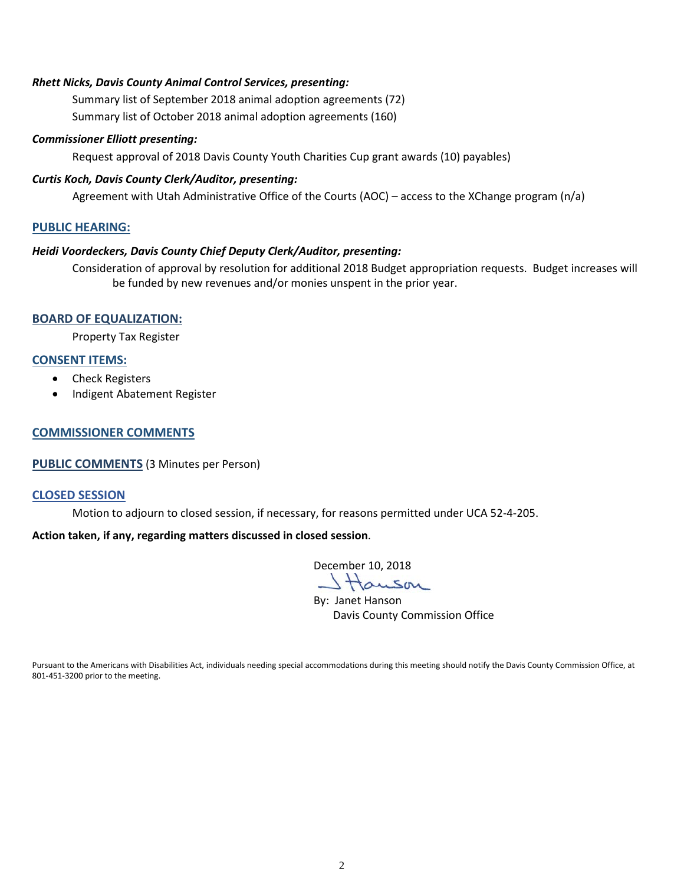***Rhett Nicks, Davis County Animal Control Services, presenting:***

Summary list of September 2018 animal adoption agreements (72)
Summary list of October 2018 animal adoption agreements (160)

***Commissioner Elliott presenting:***

Request approval of 2018 Davis County Youth Charities Cup grant awards (10) payables)

***Curtis Koch, Davis County Clerk/Auditor, presenting:***

Agreement with Utah Administrative Office of the Courts (AOC) – access to the XChange program (n/a)

## PUBLIC HEARING:

***Heidi Voordeckers, Davis County Chief Deputy Clerk/Auditor, presenting:***

Consideration of approval by resolution for additional 2018 Budget appropriation requests. Budget increases will be funded by new revenues and/or monies unspent in the prior year.

## BOARD OF EQUALIZATION:

Property Tax Register

## CONSENT ITEMS:

- Check Registers
- Indigent Abatement Register

## COMMISSIONER COMMENTS

**PUBLIC COMMENTS** (3 Minutes per Person)

## CLOSED SESSION

Motion to adjourn to closed session, if necessary, for reasons permitted under UCA 52-4-205.

**Action taken, if any, regarding matters discussed in closed session**.

December 10, 2018
J Hanson
By: Janet Hanson
Davis County Commission Office

Pursuant to the Americans with Disabilities Act, individuals needing special accommodations during this meeting should notify the Davis County Commission Office, at 801-451-3200 prior to the meeting.